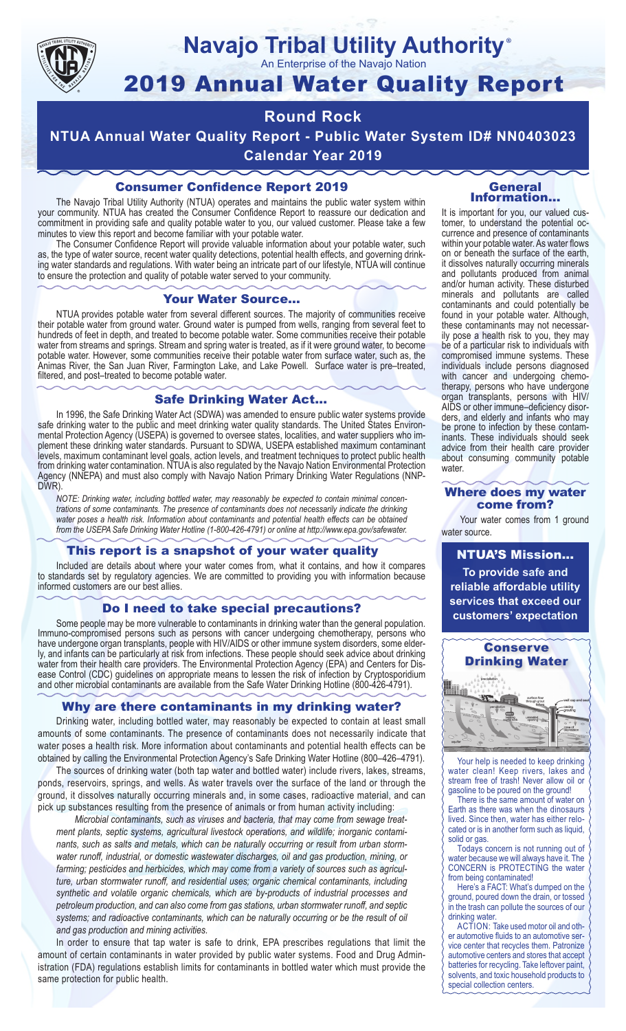# Navajo Tribal Utility Authority®

An Enterprise of the Navajo Nation

# 2019 Annual Water Quality Report

## Round Rock

## NTUA Annual Water Quality Report - Public Water System ID# NN0403023

## Calendar Year 2019

### Consumer Confidence Report 2019

The Navajo Tribal Utility Authority (NTUA) operates and maintains the public water system within your community. NTUA has created the Consumer Confidence Report to reassure our dedication and commitment in providing safe and quality potable water to you, our valued customer. Please take a few minutes to view this report and become familiar with your potable water.

The Consumer Confidence Report will provide valuable information about your potable water, such as, the type of water source, recent water quality detections, potential health effects, and governing drinking water standards and regulations. With water being an intricate part of our lifestyle, NTUA will continue to ensure the protection and quality of potable water served to your community.

### Your Water Source…

NTUA provides potable water from several different sources. The majority of communities receive their potable water from ground water. Ground water is pumped from wells, ranging from several feet to hundreds of feet in depth, and treated to become potable water. Some communities receive their potable water from streams and springs. Stream and spring water is treated, as if it were ground water, to become potable water. However, some communities receive their potable water from surface water, such as, the Animas River, the San Juan River, Farmington Lake, and Lake Powell. Surface water is pre–treated, filtered, and post–treated to become potable water.

### Safe Drinking Water Act…

In 1996, the Safe Drinking Water Act (SDWA) was amended to ensure public water systems provide safe drinking water to the public and meet drinking water quality standards. The United States Environmental Protection Agency (USEPA) is governed to oversee states, localities, and water suppliers who implement these drinking water standards. Pursuant to SDWA, USEPA established maximum contaminant levels, maximum contaminant level goals, action levels, and treatment techniques to protect public health from drinking water contamination. NTUA is also regulated by the Navajo Nation Environmental Protection Agency (NNEPA) and must also comply with Navajo Nation Primary Drinking Water Regulations (NNPDWR).

*NOTE: Drinking water, including bottled water, may reasonably be expected to contain minimal concentrations of some contaminants. The presence of contaminants does not necessarily indicate the drinking water poses a health risk. Information about contaminants and potential health effects can be obtained from the USEPA Safe Drinking Water Hotline (1-800-426-4791) or online at http://www.epa.gov/safewater.*

### This report is a snapshot of your water quality

Included are details about where your water comes from, what it contains, and how it compares to standards set by regulatory agencies. We are committed to providing you with information because informed customers are our best allies.

### Do I need to take special precautions?

Some people may be more vulnerable to contaminants in drinking water than the general population. Immuno-compromised persons such as persons with cancer undergoing chemotherapy, persons who have undergone organ transplants, people with HIV/AIDS or other immune system disorders, some elderly, and infants can be particularly at risk from infections. These people should seek advice about drinking water from their health care providers. The Environmental Protection Agency (EPA) and Centers for Disease Control (CDC) guidelines on appropriate means to lessen the risk of infection by Cryptosporidium and other microbial contaminants are available from the Safe Water Drinking Hotline (800-426-4791).

### Why are there contaminants in my drinking water?

Drinking water, including bottled water, may reasonably be expected to contain at least small amounts of some contaminants. The presence of contaminants does not necessarily indicate that water poses a health risk. More information about contaminants and potential health effects can be obtained by calling the Environmental Protection Agency's Safe Drinking Water Hotline (800–426–4791).

The sources of drinking water (both tap water and bottled water) include rivers, lakes, streams, ponds, reservoirs, springs, and wells. As water travels over the surface of the land or through the ground, it dissolves naturally occurring minerals and, in some cases, radioactive material, and can pick up substances resulting from the presence of animals or from human activity including:

*Microbial contaminants, such as viruses and bacteria, that may come from sewage treatment plants, septic systems, agricultural livestock operations, and wildlife; inorganic contaminants, such as salts and metals, which can be naturally occurring or result from urban stormwater runoff, industrial, or domestic wastewater discharges, oil and gas production, mining, or farming; pesticides and herbicides, which may come from a variety of sources such as agriculture, urban stormwater runoff, and residential uses; organic chemical contaminants, including synthetic and volatile organic chemicals, which are by-products of industrial processes and petroleum production, and can also come from gas stations, urban stormwater runoff, and septic systems; and radioactive contaminants, which can be naturally occurring or be the result of oil and gas production and mining activities.*

In order to ensure that tap water is safe to drink, EPA prescribes regulations that limit the amount of certain contaminants in water provided by public water systems. Food and Drug Administration (FDA) regulations establish limits for contaminants in bottled water which must provide the same protection for public health.

### General Information…

It is important for you, our valued customer, to understand the potential occurrence and presence of contaminants within your potable water. As water flows on or beneath the surface of the earth, it dissolves naturally occurring minerals and pollutants produced from animal and/or human activity. These disturbed minerals and pollutants are called contaminants and could potentially be found in your potable water. Although, these contaminants may not necessarily pose a health risk to you, they may be of a particular risk to individuals with compromised immune systems. These individuals include persons diagnosed with cancer and undergoing chemotherapy, persons who have undergone organ transplants, persons with HIV/AIDS or other immune–deficiency disorders, and elderly and infants who may be prone to infection by these contaminants. These individuals should seek advice from their health care provider about consuming community potable water.

### Where does my water come from?

Your water comes from 1 ground water source.

### NTUA'S Mission…

**To provide safe and reliable affordable utility services that exceed our customers' expectation**

### Conserve Drinking Water

Your help is needed to keep drinking water clean! Keep rivers, lakes and stream free of trash! Never allow oil or gasoline to be poured on the ground!

There is the same amount of water on Earth as there was when the dinosaurs lived. Since then, water has either relocated or is in another form such as liquid, solid or gas.

Todays concern is not running out of water because we will always have it. The CONCERN is PROTECTING the water from being contaminated!

Here's a FACT: What's dumped on the ground, poured down the drain, or tossed in the trash can pollute the sources of our drinking water.

ACTION: Take used motor oil and other automotive fluids to an automotive service center that recycles them. Patronize automotive centers and stores that accept batteries for recycling. Take leftover paint, solvents, and toxic household products to special collection centers.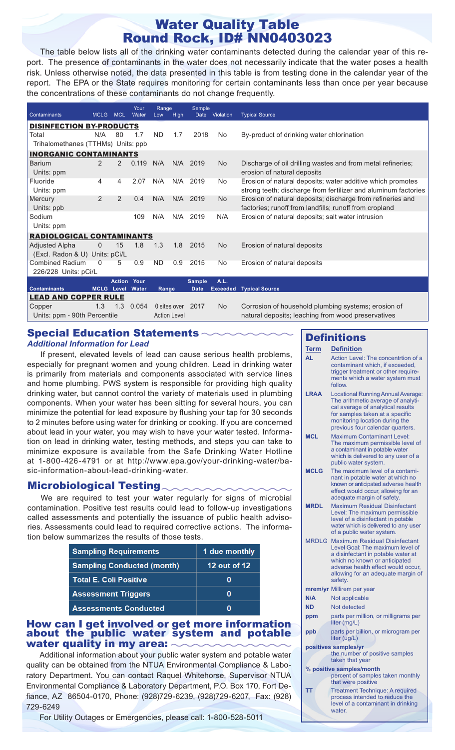# Water Quality Table
# Round Rock, ID# NN0403023

The table below lists all of the drinking water contaminants detected during the calendar year of this report. The presence of contaminants in the water does not necessarily indicate that the water poses a health risk. Unless otherwise noted, the data presented in this table is from testing done in the calendar year of the report. The EPA or the State requires monitoring for certain contaminants less than once per year because the concentrations of these contaminants do not change frequently.

| Contaminants | MCLG | MCL | Your Water | Range Low | Range High | Sample Date | Violation | Typical Source |
|---|---|---|---|---|---|---|---|---|
| **DISINFECTION BY-PRODUCTS** | | | | | | | | |
| Total Trihalomethanes (TTHMs) Units: ppb | N/A | 80 | 1.7 | ND | 1.7 | 2018 | No | By-product of drinking water chlorination |
| **INORGANIC CONTAMINANTS** | | | | | | | | |
| Barium Units: ppm | 2 | 2 | 0.119 | N/A | N/A | 2019 | No | Discharge of oil drilling wastes and from metal refineries; erosion of natural deposits |
| Fluoride Units: ppm | 4 | 4 | 2.07 | N/A | N/A | 2019 | No | Erosion of natural deposits; water additive which promotes strong teeth; discharge from fertilizer and aluminum factories |
| Mercury Units: ppb | 2 | 2 | 0.4 | N/A | N/A | 2019 | No | Erosion of natural deposits; discharge from refineries and factories; runoff from landfills; runoff from cropland |
| Sodium Units: ppm | | | 109 | N/A | N/A | 2019 | N/A | Erosion of natural deposits; salt water intrusion |
| **RADIOLOGICAL CONTAMINANTS** | | | | | | | | |
| Adjusted Alpha (Excl. Radon & U) Units: pCi/L | 0 | 15 | 1.8 | 1.3 | 1.8 | 2015 | No | Erosion of natural deposits |
| Combined Radium 226/228 Units: pCi/L | 0 | 5 | 0.9 | ND | 0.9 | 2015 | No | Erosion of natural deposits |

| Contaminants | MCLG | Action Level | Your Water | Range | Sample Date | A.L. Exceeded | Typical Source |
|---|---|---|---|---|---|---|---|
| **LEAD AND COPPER RULE** | | | | | | | |
| Copper Units: ppm - 90th Percentile | 1.3 | 1.3 | 0.054 | 0 sites over Action Level | 2017 | No | Corrosion of household plumbing systems; erosion of natural deposits; leaching from wood preservatives |

## Special Education Statements

### *Additional Information for Lead*

If present, elevated levels of lead can cause serious health problems, especially for pregnant women and young children. Lead in drinking water is primarily from materials and components associated with service lines and home plumbing. PWS system is responsible for providing high quality drinking water, but cannot control the variety of materials used in plumbing components. When your water has been sitting for several hours, you can minimize the potential for lead exposure by flushing your tap for 30 seconds to 2 minutes before using water for drinking or cooking. If you are concerned about lead in your water, you may wish to have your water tested. Information on lead in drinking water, testing methods, and steps you can take to minimize exposure is available from the Safe Drinking Water Hotline at 1-800-426-4791 or at http://www.epa.gov/your-drinking-water/basic-information-about-lead-drinking-water.

## Microbiological Testing

We are required to test your water regularly for signs of microbial contamination. Positive test results could lead to follow-up investigations called assessments and potentially the issuance of public health advisories. Assessments could lead to required corrective actions. The information below summarizes the results of those tests.

| | |
|---|---|
| **Sampling Requirements** | **1 due monthly** |
| **Sampling Conducted (month)** | **12 out of 12** |
| **Total E. Coli Positive** | **0** |
| **Assessment Triggers** | **0** |
| **Assessments Conducted** | **0** |

## How can I get involved or get more information about the public water system and potable water quality in my area:

Additional information about your public water system and potable water quality can be obtained from the NTUA Environmental Compliance & Laboratory Department. You can contact Raquel Whitehorse, Supervisor NTUA Environmental Compliance & Laboratory Department, P.O. Box 170, Fort Defiance, AZ 86504-0170, Phone: (928)729-6239, (928)729-6207, Fax: (928) 729-6249

For Utility Outages or Emergencies, please call: 1-800-528-5011

## Definitions

| Term | Definition |
|---|---|
| **AL** | Action Level: The concentrtion of a contaminant which, if exceeded, trigger treatment or other requirements which a water system must follow. |
| **LRAA** | Locational Running Annual Average: The arithmetic average of analytical average of analytical results for samples taken at a specific monitoring location during the previous four calendar quarters. |
| **MCL** | Maximum Contaminant Level: The maximum permissible level of a contaminant in potable water which is delivered to any user of a public water system. |
| **MCLG** | The maximum level of a contaminant in potable water at which no known or anticipated adverse health effect would occur, allowing for an adequate margin of safety. |
| **MRDL** | Maximum Residual Disinfectant Level: The maximum permissible level of a disinfectant in potable water which is delivered to any user of a public water system. |
| **MRDLG** | Maximum Residual Disinfectant Level Goal: The maximum level of a disinfectant in potable water at which no known or anticipated adverse health effect would occur, allowing for an adequate margin of safety. |
| **mrem/yr** | Millirem per year |
| **N/A** | Not applicable |
| **ND** | Not detected |
| **ppm** | parts per million, or milligrams per liter (mg/L) |
| **ppb** | parts per billion, or microgram per liter (ug/L) |
| **positives samples/yr** | the number of positive samples taken that year |
| **% positive samples/month** | percent of samples taken monthly that were positive |
| **TT** | Treatment Technique: A required process intended to reduce the level of a contaminant in drinking water. |